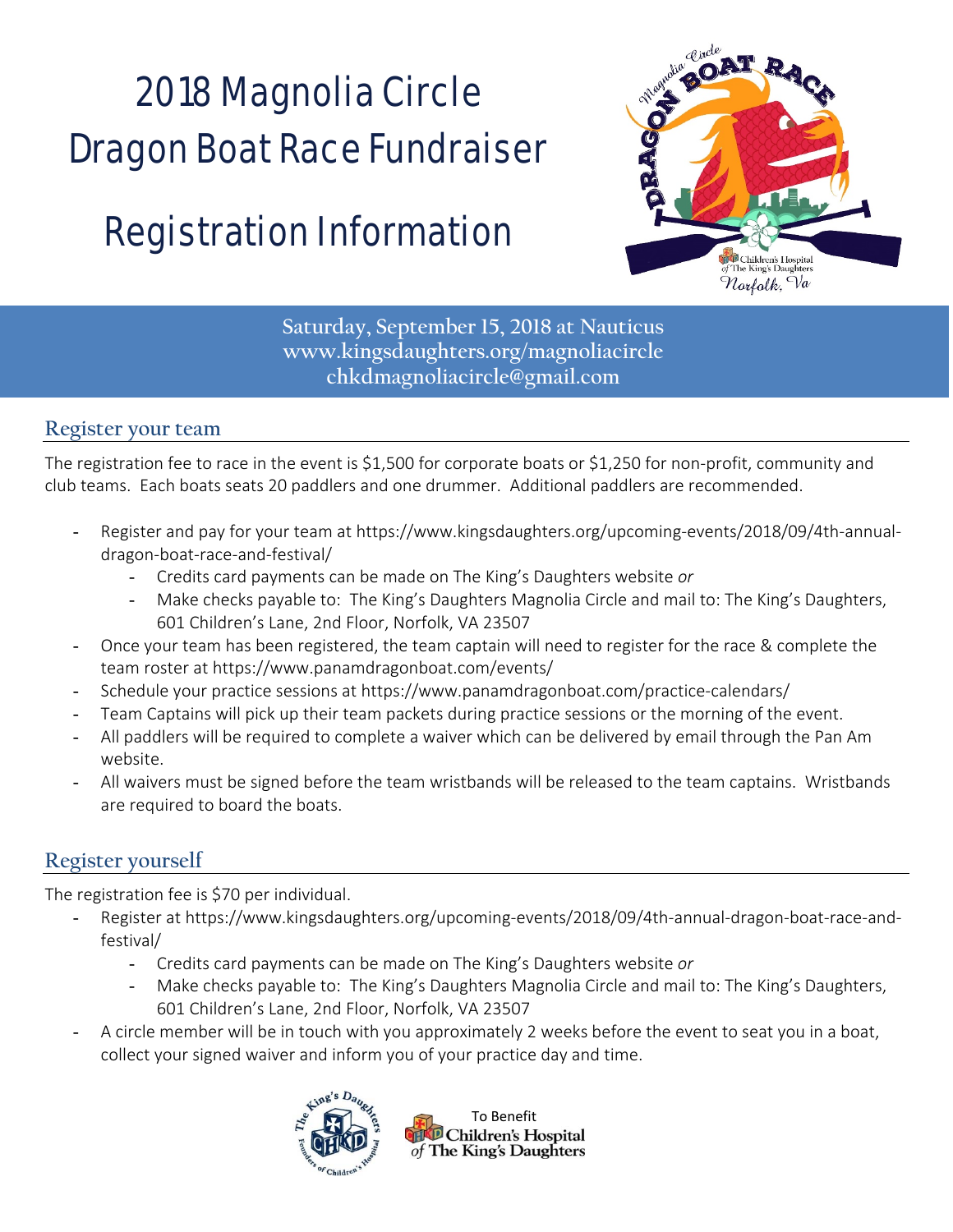# 2018 Magnolia Circle Dragon Boat Race Fundraiser

# Registration Information

**Saturday, September 15, 2018 at Nauticus**
**www.kingsdaughters.org/magnoliacircle**
**chkdmagnoliacircle@gmail.com**

## Register your team

The registration fee to race in the event is $1,500 for corporate boats or $1,250 for non-profit, community and club teams. Each boats seats 20 paddlers and one drummer. Additional paddlers are recommended.

- Register and pay for your team at https://www.kingsdaughters.org/upcoming-events/2018/09/4th-annual-dragon-boat-race-and-festival/
    - Credits card payments can be made on The King's Daughters website *or*
    - Make checks payable to: The King's Daughters Magnolia Circle and mail to: The King's Daughters, 601 Children's Lane, 2nd Floor, Norfolk, VA 23507
- Once your team has been registered, the team captain will need to register for the race & complete the team roster at https://www.panamdragonboat.com/events/
- Schedule your practice sessions at https://www.panamdragonboat.com/practice-calendars/
- Team Captains will pick up their team packets during practice sessions or the morning of the event.
- All paddlers will be required to complete a waiver which can be delivered by email through the Pan Am website.
- All waivers must be signed before the team wristbands will be released to the team captains. Wristbands are required to board the boats.

## Register yourself

The registration fee is $70 per individual.

- Register at https://www.kingsdaughters.org/upcoming-events/2018/09/4th-annual-dragon-boat-race-and-festival/
    - Credits card payments can be made on The King's Daughters website *or*
    - Make checks payable to: The King's Daughters Magnolia Circle and mail to: The King's Daughters, 601 Children's Lane, 2nd Floor, Norfolk, VA 23507
- A circle member will be in touch with you approximately 2 weeks before the event to seat you in a boat, collect your signed waiver and inform you of your practice day and time.

To Benefit Children's Hospital *of* The King's Daughters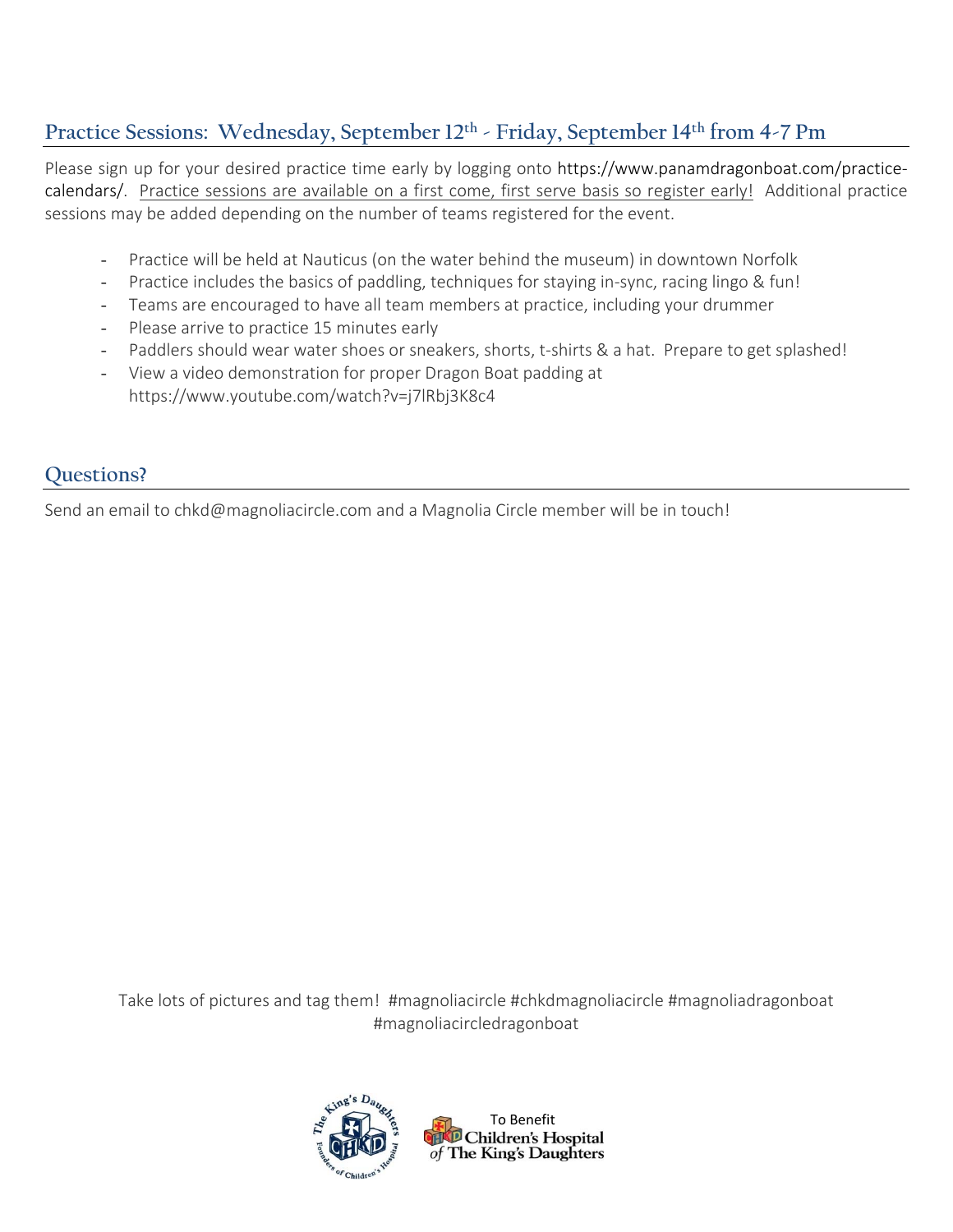## Practice Sessions: Wednesday, September 12th - Friday, September 14th from 4-7 Pm

Please sign up for your desired practice time early by logging onto https://www.panamdragonboat.com/practice-calendars/. Practice sessions are available on a first come, first serve basis so register early! Additional practice sessions may be added depending on the number of teams registered for the event.

- Practice will be held at Nauticus (on the water behind the museum) in downtown Norfolk
- Practice includes the basics of paddling, techniques for staying in-sync, racing lingo & fun!
- Teams are encouraged to have all team members at practice, including your drummer
- Please arrive to practice 15 minutes early
- Paddlers should wear water shoes or sneakers, shorts, t-shirts & a hat. Prepare to get splashed!
- View a video demonstration for proper Dragon Boat padding at https://www.youtube.com/watch?v=j7lRbj3K8c4

## Questions?

Send an email to chkd@magnoliacircle.com and a Magnolia Circle member will be in touch!

Take lots of pictures and tag them! #magnoliacircle #chkdmagnoliacircle #magnoliadragonboat #magnoliacircledragonboat

The King's Daughters — Founders of Children's Hospital

To Benefit Children's Hospital of The King's Daughters